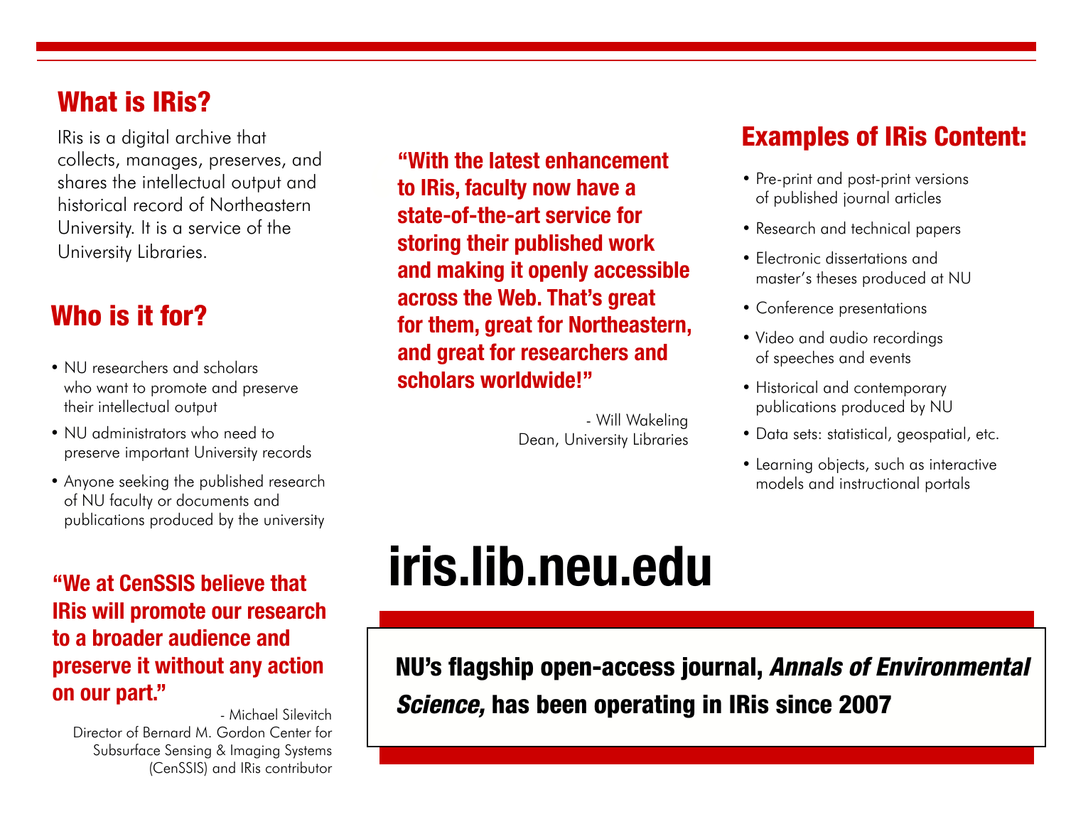## What is IRis?

IRis is a digital archive that collects, manages, preserves, and shares the intellectual output and historical record of Northeastern University. It is a service of the University Libraries.

## Who is it for?

- NU researchers and scholars who want to promote and preserve their intellectual output
- NU administrators who need to preserve important University records
- Anyone seeking the published research of NU faculty or documents and publications produced by the university

**"We at CenSSIS believe that IRis will promote our research to a broader audience and preserve it without any action on our part."**

- Michael Silevitch
Director of Bernard M. Gordon Center for Subsurface Sensing & Imaging Systems (CenSSIS) and IRis contributor

**"With the latest enhancement to IRis, faculty now have a state-of-the-art service for storing their published work and making it openly accessible across the Web. That's great for them, great for Northeastern, and great for researchers and scholars worldwide!"**

- Will Wakeling
Dean, University Libraries

## Examples of IRis Content:

- Pre-print and post-print versions of published journal articles
- Research and technical papers
- Electronic dissertations and master's theses produced at NU
- Conference presentations
- Video and audio recordings of speeches and events
- Historical and contemporary publications produced by NU
- Data sets: statistical, geospatial, etc.
- Learning objects, such as interactive models and instructional portals

# iris.lib.neu.edu

**NU's flagship open-access journal, *Annals of Environmental Science,* has been operating in IRis since 2007**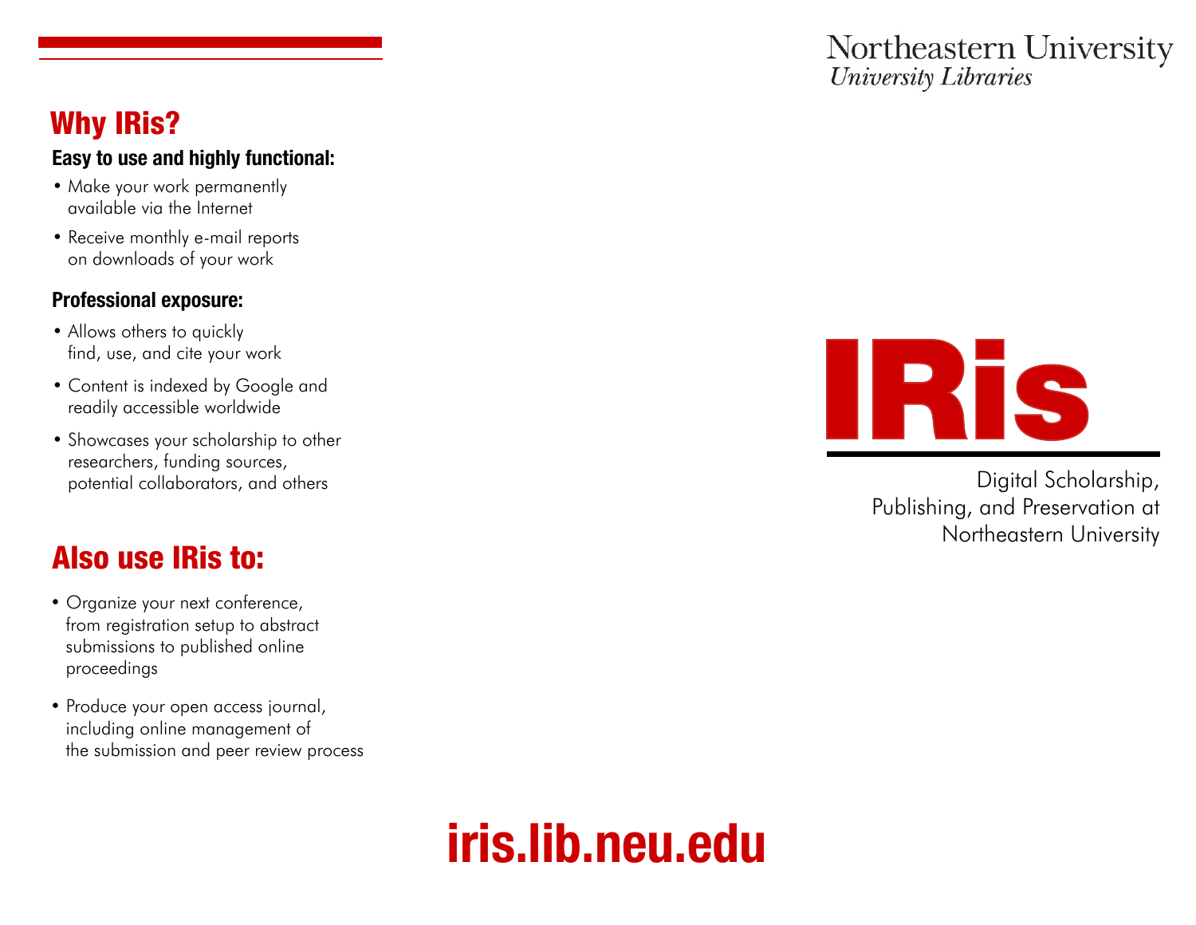## Why IRis?

**Easy to use and highly functional:**

- Make your work permanently available via the Internet
- Receive monthly e-mail reports on downloads of your work

**Professional exposure:**

- Allows others to quickly find, use, and cite your work
- Content is indexed by Google and readily accessible worldwide
- Showcases your scholarship to other researchers, funding sources, potential collaborators, and others

## Also use IRis to:

- Organize your next conference, from registration setup to abstract submissions to published online proceedings
- Produce your open access journal, including online management of the submission and peer review process

Northeastern University
*University Libraries*

# IRis

Digital Scholarship, Publishing, and Preservation at Northeastern University

**iris.lib.neu.edu**